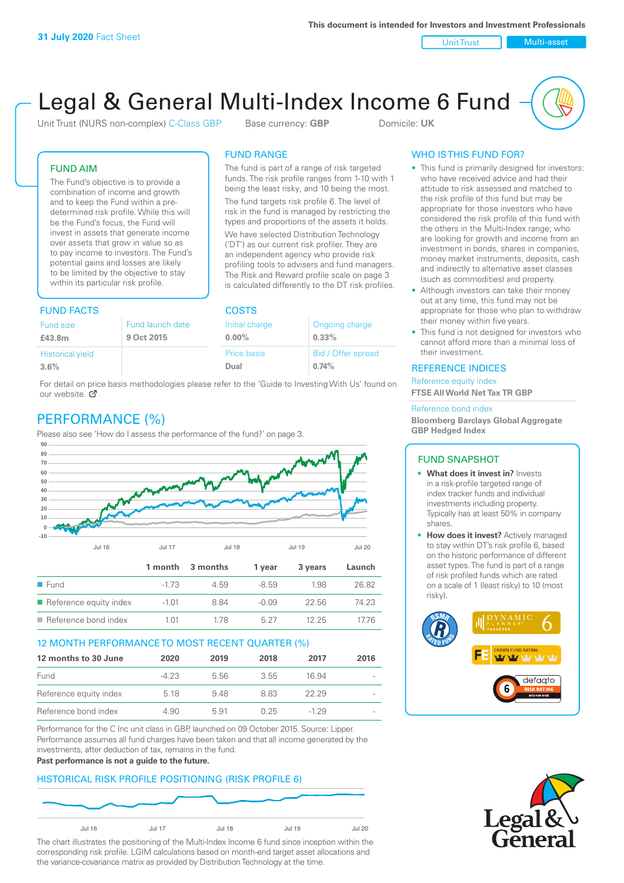This document is intended for Investors and Investment Professionals

**31 July 2020** Fact Sheet

Unit Trust | Multi-asset

# Legal & General Multi-Index Income 6 Fund

Unit Trust (NURS non-complex) C-Class GBP   Base currency: **GBP**   Domicile: **UK**

## FUND AIM

The Fund's objective is to provide a combination of income and growth and to keep the Fund within a pre-determined risk profile. While this will be the Fund's focus, the Fund will invest in assets that generate income over assets that grow in value so as to pay income to investors. The Fund's potential gains and losses are likely to be limited by the objective to stay within its particular risk profile.

## FUND RANGE

The fund is part of a range of risk targeted funds. The risk profile ranges from 1-10 with 1 being the least risky, and 10 being the most.

The fund targets risk profile 6. The level of risk in the fund is managed by restricting the types and proportions of the assets it holds.

We have selected Distribution Technology ('DT') as our current risk profiler. They are an independent agency who provide risk profiling tools to advisers and fund managers. The Risk and Reward profile scale on page 3 is calculated differently to the DT risk profiles.

## WHO IS THIS FUND FOR?

- This fund is primarily designed for investors: who have received advice and had their attitude to risk assessed and matched to the risk profile of this fund but may be appropriate for those investors who have considered the risk profile of this fund with the others in the Multi-Index range; who are looking for growth and income from an investment in bonds, shares in companies, money market instruments, deposits, cash and indirectly to alternative asset classes (such as commodities) and property.
- Although investors can take their money out at any time, this fund may not be appropriate for those who plan to withdraw their money within five years.
- This fund is not designed for investors who cannot afford more than a minimal loss of their investment.

## FUND FACTS

| Fund size | Fund launch date |
|---|---|
| **£43.8m** | **9 Oct 2015** |
| Historical yield | |
| **3.6%** | |

## COSTS

| Initial charge | Ongoing charge |
|---|---|
| **0.00%** | **0.33%** |
| Price basis | Bid / Offer spread |
| **Dual** | **0.74%** |

For detail on price basis methodologies please refer to the 'Guide to Investing With Us' found on our website.

## REFERENCE INDICES

Reference equity index
**FTSE All World Net Tax TR GBP**

Reference bond index
**Bloomberg Barclays Global Aggregate GBP Hedged Index**

## PERFORMANCE (%)

Please also see 'How do I assess the performance of the fund?' on page 3.

| | 1 month | 3 months | 1 year | 3 years | Launch |
|---|---|---|---|---|---|
| Fund | -1.73 | 4.59 | -8.59 | 1.98 | 26.82 |
| Reference equity index | -1.01 | 8.84 | -0.09 | 22.56 | 74.23 |
| Reference bond index | 1.01 | 1.78 | 5.27 | 12.25 | 17.76 |

## 12 MONTH PERFORMANCE TO MOST RECENT QUARTER (%)

| 12 months to 30 June | 2020 | 2019 | 2018 | 2017 | 2016 |
|---|---|---|---|---|---|
| Fund | -4.23 | 5.56 | 3.55 | 16.94 | - |
| Reference equity index | 5.18 | 9.48 | 8.83 | 22.29 | - |
| Reference bond index | 4.90 | 5.91 | 0.25 | -1.29 | - |

Performance for the C Inc unit class in GBP, launched on 09 October 2015. Source: Lipper. Performance assumes all fund charges have been taken and that all income generated by the investments, after deduction of tax, remains in the fund.

**Past performance is not a guide to the future.**

## FUND SNAPSHOT

- **What does it invest in?** Invests in a risk-profile targeted range of index tracker funds and individual investments including property. Typically has at least 50% in company shares.
- **How does it invest?** Actively managed to stay within DT's risk profile 6, based on the historic performance of different asset types. The fund is part of a range of risk profiled funds which are rated on a scale of 1 (least risky) to 10 (most risky).

## HISTORICAL RISK PROFILE POSITIONING (RISK PROFILE 6)

The chart illustrates the positioning of the Multi-Index Income 6 fund since inception within the corresponding risk profile. LGIM calculations based on month-end target asset allocations and the variance-covariance matrix as provided by Distribution Technology at the time.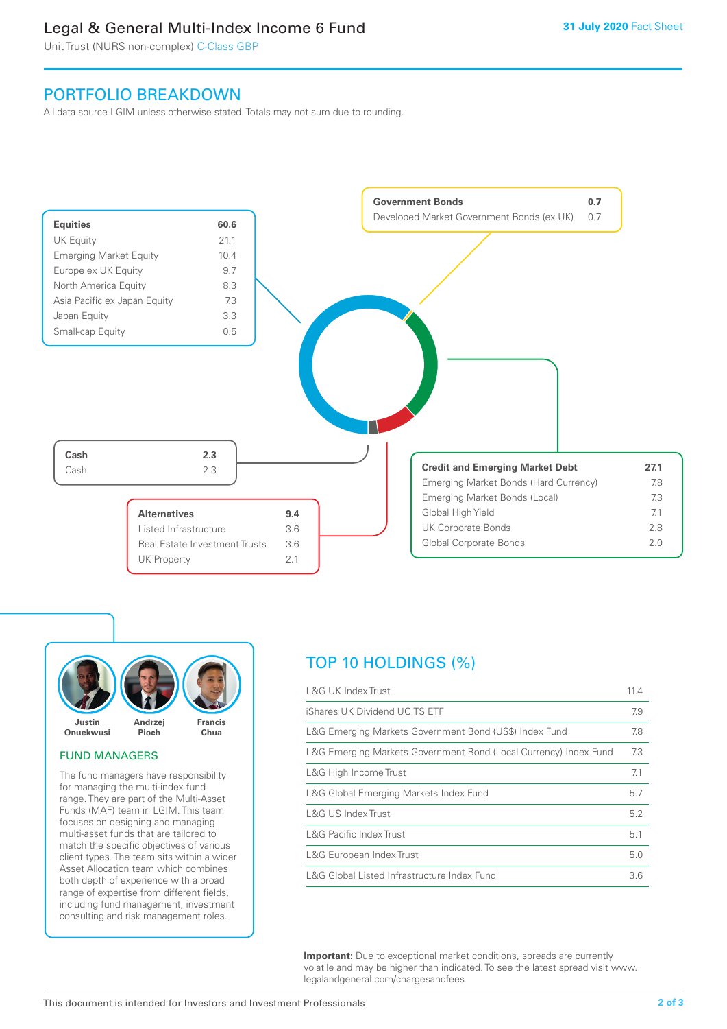# Legal & General Multi-Index Income 6 Fund

Unit Trust (NURS non-complex) C-Class GBP

31 July 2020 Fact Sheet

## PORTFOLIO BREAKDOWN

All data source LGIM unless otherwise stated. Totals may not sum due to rounding.

| **Equities** | **60.6** |
|---|---|
| UK Equity | 21.1 |
| Emerging Market Equity | 10.4 |
| Europe ex UK Equity | 9.7 |
| North America Equity | 8.3 |
| Asia Pacific ex Japan Equity | 7.3 |
| Japan Equity | 3.3 |
| Small-cap Equity | 0.5 |

| **Government Bonds** | **0.7** |
|---|---|
| Developed Market Government Bonds (ex UK) | 0.7 |

| **Cash** | **2.3** |
|---|---|
| Cash | 2.3 |

| **Alternatives** | **9.4** |
|---|---|
| Listed Infrastructure | 3.6 |
| Real Estate Investment Trusts | 3.6 |
| UK Property | 2.1 |

| **Credit and Emerging Market Debt** | **27.1** |
|---|---|
| Emerging Market Bonds (Hard Currency) | 7.8 |
| Emerging Market Bonds (Local) | 7.3 |
| Global High Yield | 7.1 |
| UK Corporate Bonds | 2.8 |
| Global Corporate Bonds | 2.0 |

Justin Onuekwusi, Andrzej Pioch, Francis Chua

### FUND MANAGERS

The fund managers have responsibility for managing the multi-index fund range. They are part of the Multi-Asset Funds (MAF) team in LGIM. This team focuses on designing and managing multi-asset funds that are tailored to match the specific objectives of various client types. The team sits within a wider Asset Allocation team which combines both depth of experience with a broad range of expertise from different fields, including fund management, investment consulting and risk management roles.

## TOP 10 HOLDINGS (%)

| Holding | % |
|---|---|
| L&G UK Index Trust | 11.4 |
| iShares UK Dividend UCITS ETF | 7.9 |
| L&G Emerging Markets Government Bond (US$) Index Fund | 7.8 |
| L&G Emerging Markets Government Bond (Local Currency) Index Fund | 7.3 |
| L&G High Income Trust | 7.1 |
| L&G Global Emerging Markets Index Fund | 5.7 |
| L&G US Index Trust | 5.2 |
| L&G Pacific Index Trust | 5.1 |
| L&G European Index Trust | 5.0 |
| L&G Global Listed Infrastructure Index Fund | 3.6 |

**Important:** Due to exceptional market conditions, spreads are currently volatile and may be higher than indicated. To see the latest spread visit www.legalandgeneral.com/chargesandfees

This document is intended for Investors and Investment Professionals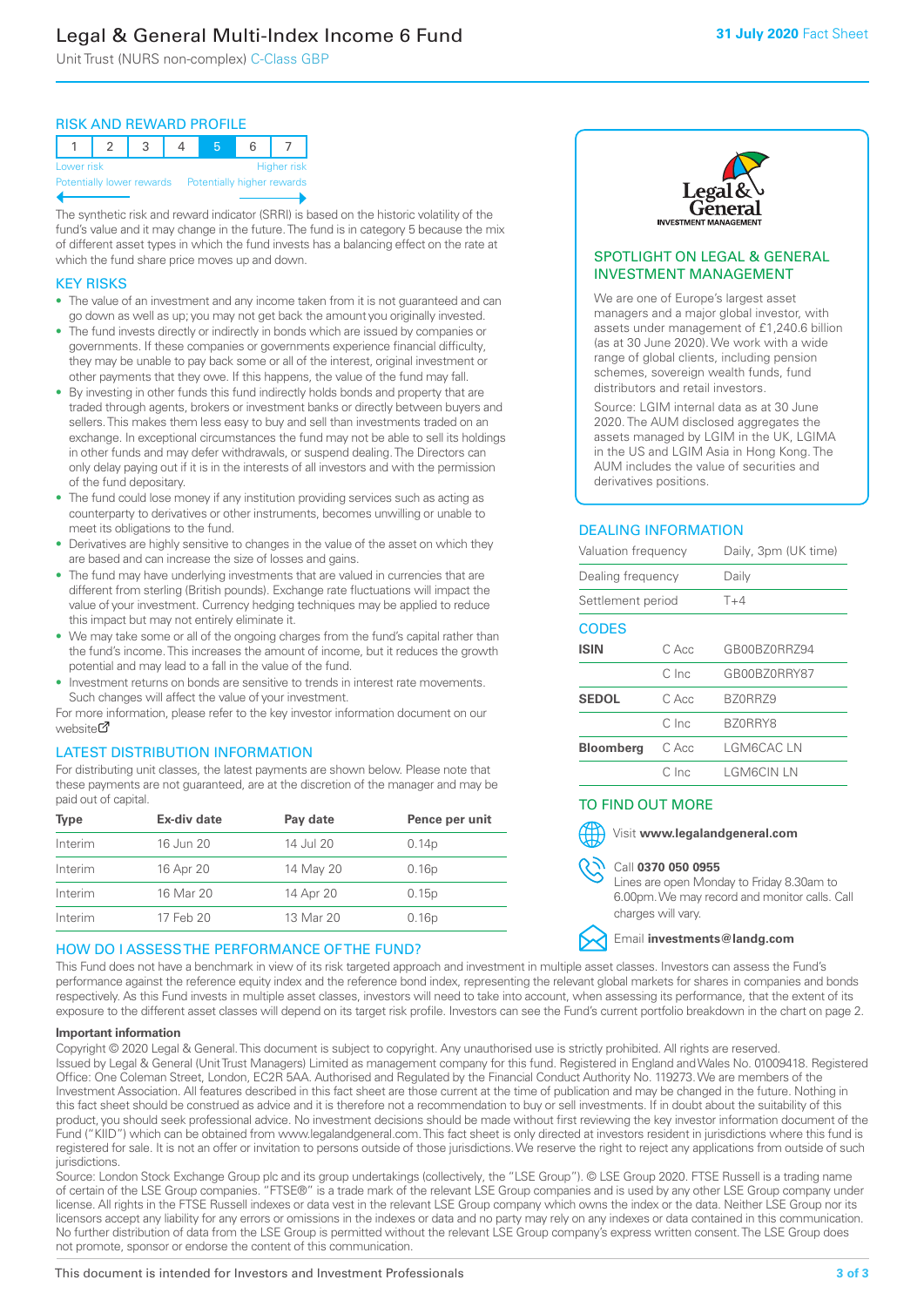# Legal & General Multi-Index Income 6 Fund

Unit Trust (NURS non-complex) C-Class GBP

**31 July 2020** Fact Sheet

## RISK AND REWARD PROFILE

| 1 | 2 | 3 | 4 | 5 | 6 | 7 |
|---|---|---|---|---|---|---|

Lower risk — Higher risk

Potentially lower rewards — Potentially higher rewards

The synthetic risk and reward indicator (SRRI) is based on the historic volatility of the fund's value and it may change in the future. The fund is in category 5 because the mix of different asset types in which the fund invests has a balancing effect on the rate at which the fund share price moves up and down.

## KEY RISKS

- The value of an investment and any income taken from it is not guaranteed and can go down as well as up; you may not get back the amount you originally invested.
- The fund invests directly or indirectly in bonds which are issued by companies or governments. If these companies or governments experience financial difficulty, they may be unable to pay back some or all of the interest, original investment or other payments that they owe. If this happens, the value of the fund may fall.
- By investing in other funds this fund indirectly holds bonds and property that are traded through agents, brokers or investment banks or directly between buyers and sellers. This makes them less easy to buy and sell than investments traded on an exchange. In exceptional circumstances the fund may not be able to sell its holdings in other funds and may defer withdrawals, or suspend dealing. The Directors can only delay paying out if it is in the interests of all investors and with the permission of the fund depositary.
- The fund could lose money if any institution providing services such as acting as counterparty to derivatives or other instruments, becomes unwilling or unable to meet its obligations to the fund.
- Derivatives are highly sensitive to changes in the value of the asset on which they are based and can increase the size of losses and gains.
- The fund may have underlying investments that are valued in currencies that are different from sterling (British pounds). Exchange rate fluctuations will impact the value of your investment. Currency hedging techniques may be applied to reduce this impact but may not entirely eliminate it.
- We may take some or all of the ongoing charges from the fund's capital rather than the fund's income. This increases the amount of income, but it reduces the growth potential and may lead to a fall in the value of the fund.
- Investment returns on bonds are sensitive to trends in interest rate movements. Such changes will affect the value of your investment.

For more information, please refer to the key investor information document on our website

## LATEST DISTRIBUTION INFORMATION

For distributing unit classes, the latest payments are shown below. Please note that these payments are not guaranteed, are at the discretion of the manager and may be paid out of capital.

| Type | Ex-div date | Pay date | Pence per unit |
|---|---|---|---|
| Interim | 16 Jun 20 | 14 Jul 20 | 0.14p |
| Interim | 16 Apr 20 | 14 May 20 | 0.16p |
| Interim | 16 Mar 20 | 14 Apr 20 | 0.15p |
| Interim | 17 Feb 20 | 13 Mar 20 | 0.16p |

## HOW DO I ASSESS THE PERFORMANCE OF THE FUND?

This Fund does not have a benchmark in view of its risk targeted approach and investment in multiple asset classes. Investors can assess the Fund's performance against the reference equity index and the reference bond index, representing the relevant global markets for shares in companies and bonds respectively. As this Fund invests in multiple asset classes, investors will need to take into account, when assessing its performance, that the extent of its exposure to the different asset classes will depend on its target risk profile. Investors can see the Fund's current portfolio breakdown in the chart on page 2.

## SPOTLIGHT ON LEGAL & GENERAL INVESTMENT MANAGEMENT

We are one of Europe's largest asset managers and a major global investor, with assets under management of £1,240.6 billion (as at 30 June 2020). We work with a wide range of global clients, including pension schemes, sovereign wealth funds, fund distributors and retail investors.

Source: LGIM internal data as at 30 June 2020. The AUM disclosed aggregates the assets managed by LGIM in the UK, LGIMA in the US and LGIM Asia in Hong Kong. The AUM includes the value of securities and derivatives positions.

## DEALING INFORMATION

| | |
|---|---|
| Valuation frequency | Daily, 3pm (UK time) |
| Dealing frequency | Daily |
| Settlement period | T+4 |

## CODES

| | | |
|---|---|---|
| **ISIN** | C Acc | GB00BZ0RRZ94 |
| | C Inc | GB00BZ0RRY87 |
| **SEDOL** | C Acc | BZ0RRZ9 |
| | C Inc | BZ0RRY8 |
| **Bloomberg** | C Acc | LGM6CAC LN |
| | C Inc | LGM6CIN LN |

## TO FIND OUT MORE

Visit **www.legalandgeneral.com**

Call **0370 050 0955**
Lines are open Monday to Friday 8.30am to 6.00pm. We may record and monitor calls. Call charges will vary.

Email **investments@landg.com**

### Important information

Copyright © 2020 Legal & General. This document is subject to copyright. Any unauthorised use is strictly prohibited. All rights are reserved.

Issued by Legal & General (Unit Trust Managers) Limited as management company for this fund. Registered in England and Wales No. 01009418. Registered Office: One Coleman Street, London, EC2R 5AA. Authorised and Regulated by the Financial Conduct Authority No. 119273. We are members of the Investment Association. All features described in this fact sheet are those current at the time of publication and may be changed in the future. Nothing in this fact sheet should be construed as advice and it is therefore not a recommendation to buy or sell investments. If in doubt about the suitability of this product, you should seek professional advice. No investment decisions should be made without first reviewing the key investor information document of the Fund ("KIID") which can be obtained from www.legalandgeneral.com. This fact sheet is only directed at investors resident in jurisdictions where this fund is registered for sale. It is not an offer or invitation to persons outside of those jurisdictions. We reserve the right to reject any applications from outside of such jurisdictions.

Source: London Stock Exchange Group plc and its group undertakings (collectively, the "LSE Group"). © LSE Group 2020. FTSE Russell is a trading name of certain of the LSE Group companies. "FTSE®" is a trade mark of the relevant LSE Group companies and is used by any other LSE Group company under license. All rights in the FTSE Russell indexes or data vest in the relevant LSE Group company which owns the index or the data. Neither LSE Group nor its licensors accept any liability for any errors or omissions in the indexes or data and no party may rely on any indexes or data contained in this communication. No further distribution of data from the LSE Group is permitted without the relevant LSE Group company's express written consent. The LSE Group does not promote, sponsor or endorse the content of this communication.

This document is intended for Investors and Investment Professionals